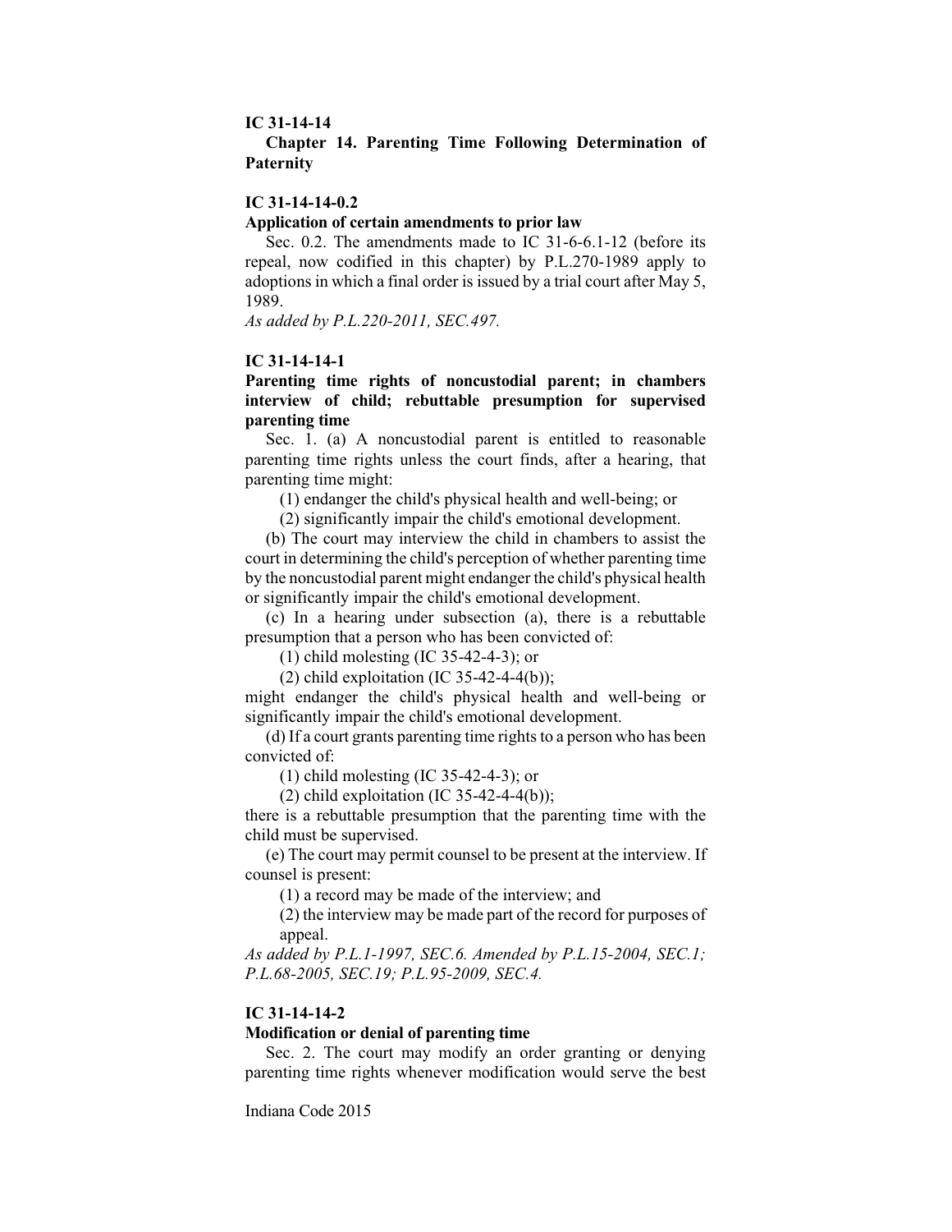**IC 31-14-14**

**Chapter 14. Parenting Time Following Determination of Paternity**

**IC 31-14-14-0.2**

**Application of certain amendments to prior law**

Sec. 0.2. The amendments made to IC 31-6-6.1-12 (before its repeal, now codified in this chapter) by P.L.270-1989 apply to adoptions in which a final order is issued by a trial court after May 5, 1989.

*As added by P.L.220-2011, SEC.497.*

**IC 31-14-14-1**

**Parenting time rights of noncustodial parent; in chambers interview of child; rebuttable presumption for supervised parenting time**

Sec. 1. (a) A noncustodial parent is entitled to reasonable parenting time rights unless the court finds, after a hearing, that parenting time might:

(1) endanger the child's physical health and well-being; or

(2) significantly impair the child's emotional development.

(b) The court may interview the child in chambers to assist the court in determining the child's perception of whether parenting time by the noncustodial parent might endanger the child's physical health or significantly impair the child's emotional development.

(c) In a hearing under subsection (a), there is a rebuttable presumption that a person who has been convicted of:

(1) child molesting (IC 35-42-4-3); or

(2) child exploitation (IC 35-42-4-4(b));

might endanger the child's physical health and well-being or significantly impair the child's emotional development.

(d) If a court grants parenting time rights to a person who has been convicted of:

(1) child molesting (IC 35-42-4-3); or

(2) child exploitation (IC 35-42-4-4(b));

there is a rebuttable presumption that the parenting time with the child must be supervised.

(e) The court may permit counsel to be present at the interview. If counsel is present:

(1) a record may be made of the interview; and

(2) the interview may be made part of the record for purposes of appeal.

*As added by P.L.1-1997, SEC.6. Amended by P.L.15-2004, SEC.1; P.L.68-2005, SEC.19; P.L.95-2009, SEC.4.*

**IC 31-14-14-2**

**Modification or denial of parenting time**

Sec. 2. The court may modify an order granting or denying parenting time rights whenever modification would serve the best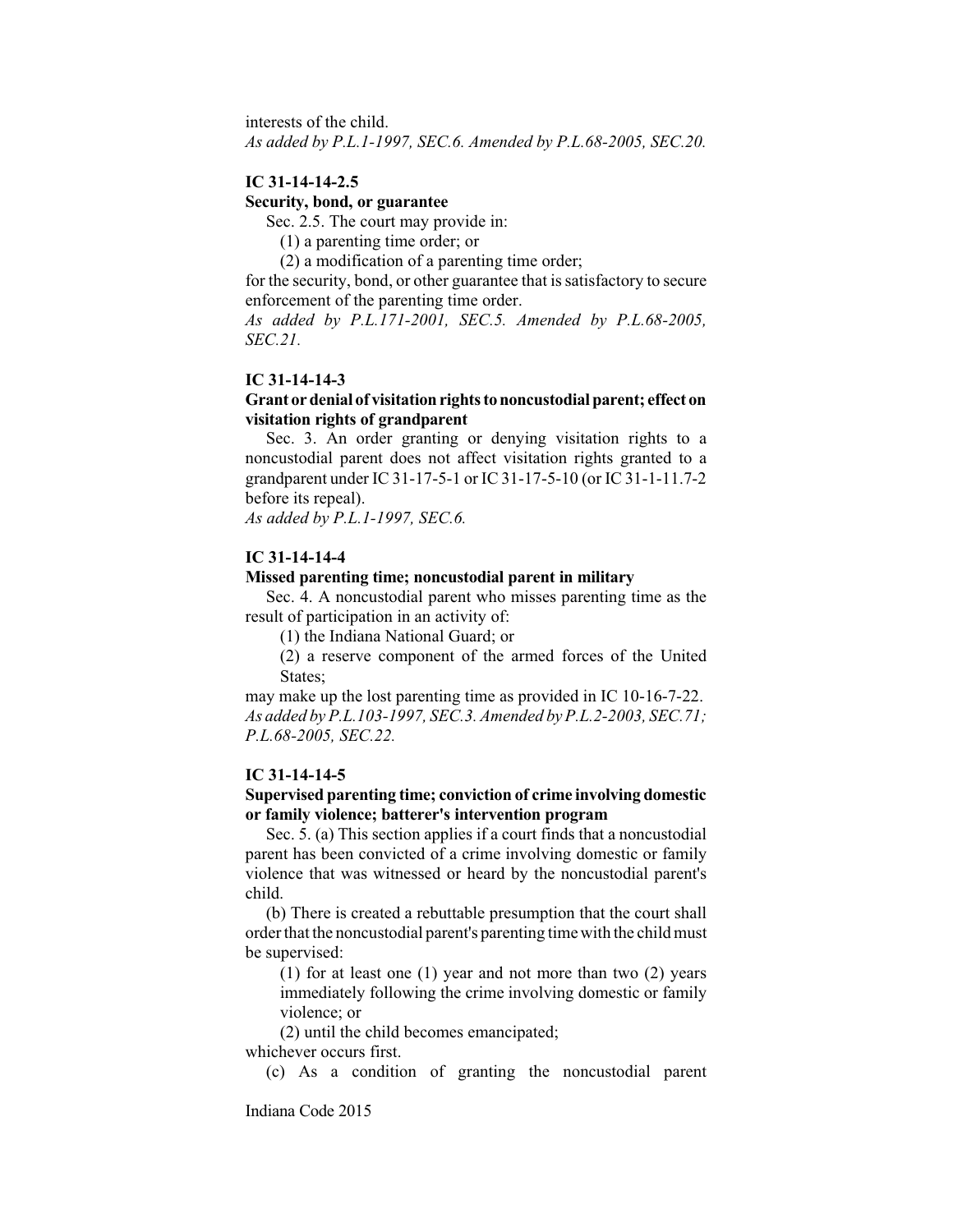interests of the child.

*As added by P.L.1-1997, SEC.6. Amended by P.L.68-2005, SEC.20.*

### IC 31-14-14-2.5

**Security, bond, or guarantee**

Sec. 2.5. The court may provide in:

(1) a parenting time order; or

(2) a modification of a parenting time order;

for the security, bond, or other guarantee that is satisfactory to secure enforcement of the parenting time order.

*As added by P.L.171-2001, SEC.5. Amended by P.L.68-2005, SEC.21.*

### IC 31-14-14-3

**Grant or denial of visitation rights to noncustodial parent; effect on visitation rights of grandparent**

Sec. 3. An order granting or denying visitation rights to a noncustodial parent does not affect visitation rights granted to a grandparent under IC 31-17-5-1 or IC 31-17-5-10 (or IC 31-1-11.7-2 before its repeal).

*As added by P.L.1-1997, SEC.6.*

### IC 31-14-14-4

**Missed parenting time; noncustodial parent in military**

Sec. 4. A noncustodial parent who misses parenting time as the result of participation in an activity of:

(1) the Indiana National Guard; or

(2) a reserve component of the armed forces of the United States;

may make up the lost parenting time as provided in IC 10-16-7-22.

*As added by P.L.103-1997, SEC.3. Amended by P.L.2-2003, SEC.71; P.L.68-2005, SEC.22.*

### IC 31-14-14-5

**Supervised parenting time; conviction of crime involving domestic or family violence; batterer's intervention program**

Sec. 5. (a) This section applies if a court finds that a noncustodial parent has been convicted of a crime involving domestic or family violence that was witnessed or heard by the noncustodial parent's child.

(b) There is created a rebuttable presumption that the court shall order that the noncustodial parent's parenting time with the child must be supervised:

(1) for at least one (1) year and not more than two (2) years immediately following the crime involving domestic or family violence; or

(2) until the child becomes emancipated;

whichever occurs first.

(c) As a condition of granting the noncustodial parent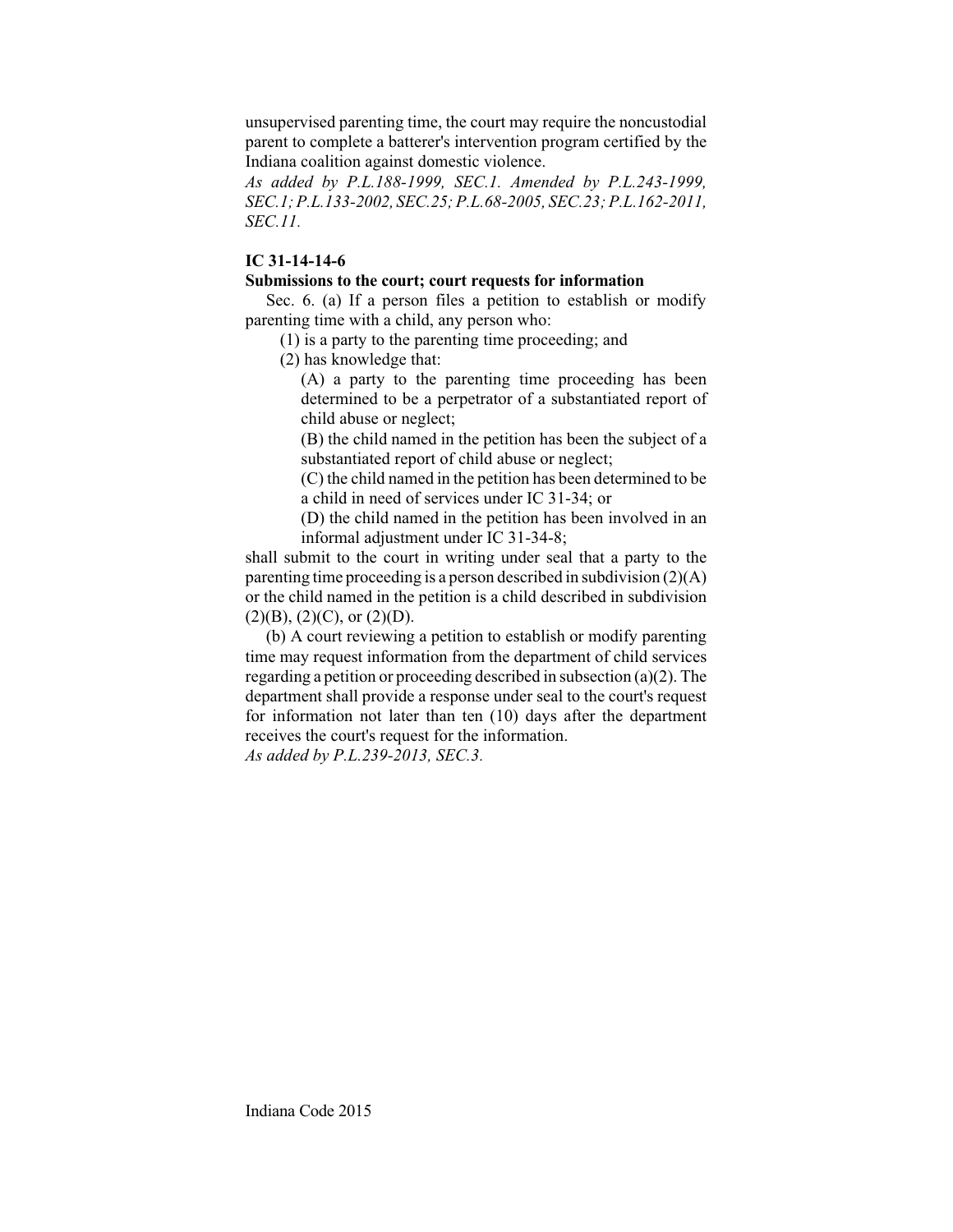unsupervised parenting time, the court may require the noncustodial parent to complete a batterer's intervention program certified by the Indiana coalition against domestic violence.

*As added by P.L.188-1999, SEC.1. Amended by P.L.243-1999, SEC.1; P.L.133-2002, SEC.25; P.L.68-2005, SEC.23; P.L.162-2011, SEC.11.*

**IC 31-14-14-6**

**Submissions to the court; court requests for information**

Sec. 6. (a) If a person files a petition to establish or modify parenting time with a child, any person who:

(1) is a party to the parenting time proceeding; and

(2) has knowledge that:

(A) a party to the parenting time proceeding has been determined to be a perpetrator of a substantiated report of child abuse or neglect;

(B) the child named in the petition has been the subject of a substantiated report of child abuse or neglect;

(C) the child named in the petition has been determined to be a child in need of services under IC 31-34; or

(D) the child named in the petition has been involved in an informal adjustment under IC 31-34-8;

shall submit to the court in writing under seal that a party to the parenting time proceeding is a person described in subdivision (2)(A) or the child named in the petition is a child described in subdivision (2)(B), (2)(C), or (2)(D).

(b) A court reviewing a petition to establish or modify parenting time may request information from the department of child services regarding a petition or proceeding described in subsection (a)(2). The department shall provide a response under seal to the court's request for information not later than ten (10) days after the department receives the court's request for the information.

*As added by P.L.239-2013, SEC.3.*